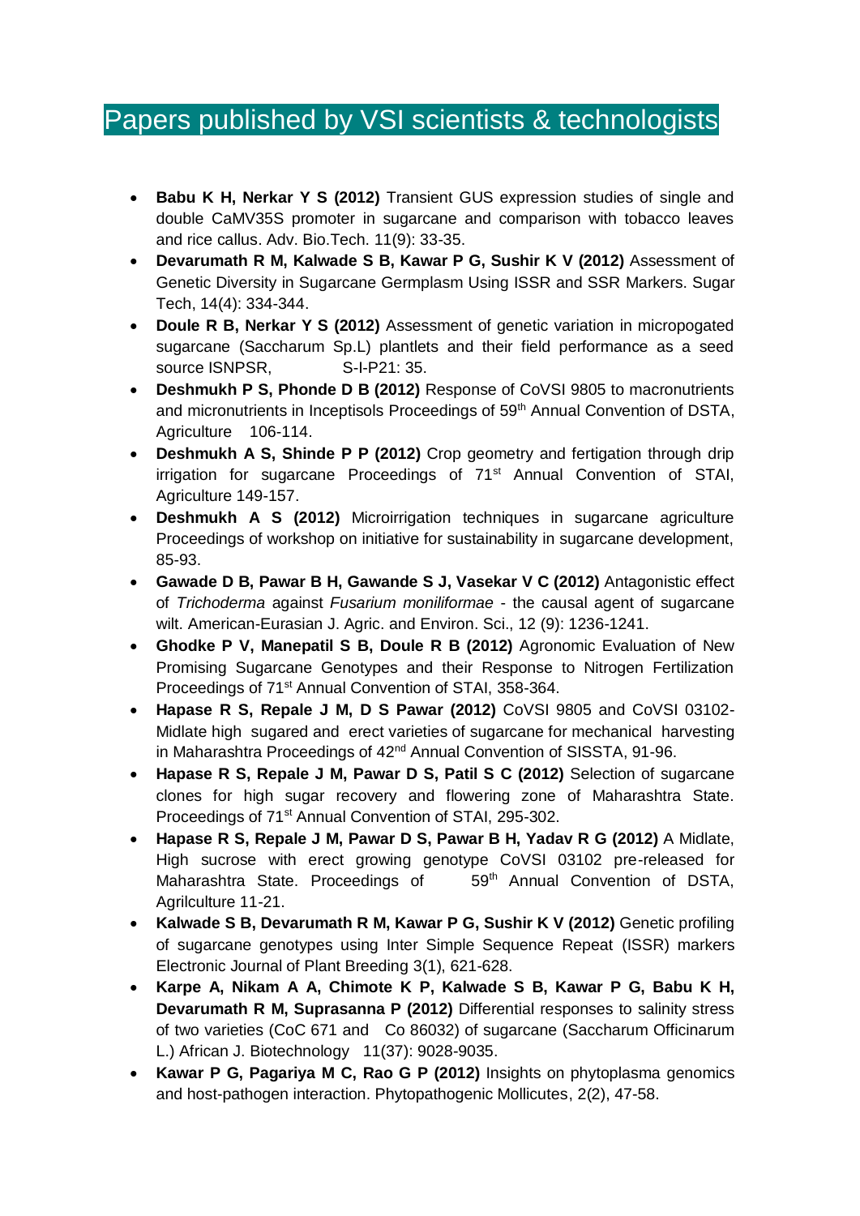# Papers published by VSI scientists & technologists

- **Babu K H, Nerkar Y S (2012)** Transient GUS expression studies of single and double CaMV35S promoter in sugarcane and comparison with tobacco leaves and rice callus. Adv. Bio.Tech. 11(9): 33-35.
- **Devarumath R M, Kalwade S B, Kawar P G, Sushir K V (2012)** Assessment of Genetic Diversity in Sugarcane Germplasm Using ISSR and SSR Markers. Sugar Tech, 14(4): 334-344.
- **Doule R B, Nerkar Y S (2012)** Assessment of genetic variation in micropogated sugarcane (Saccharum Sp.L) plantlets and their field performance as a seed source ISNPSR, S-I-P21: 35.
- **Deshmukh P S, Phonde D B (2012)** Response of CoVSI 9805 to macronutrients and micronutrients in Inceptisols Proceedings of 59th Annual Convention of DSTA, Agriculture 106-114.
- **Deshmukh A S, Shinde P P (2012)** Crop geometry and fertigation through drip irrigation for sugarcane Proceedings of 71st Annual Convention of STAI, Agriculture 149-157.
- **Deshmukh A S (2012)** Microirrigation techniques in sugarcane agriculture Proceedings of workshop on initiative for sustainability in sugarcane development, 85-93.
- **Gawade D B, Pawar B H, Gawande S J, Vasekar V C (2012)** Antagonistic effect of *Trichoderma* against *Fusarium moniliformae* - the causal agent of sugarcane wilt. American-Eurasian J. Agric. and Environ. Sci., 12 (9): 1236-1241.
- **Ghodke P V, Manepatil S B, Doule R B (2012)** Agronomic Evaluation of New Promising Sugarcane Genotypes and their Response to Nitrogen Fertilization Proceedings of 71st Annual Convention of STAI, 358-364.
- **Hapase R S, Repale J M, D S Pawar (2012)** CoVSI 9805 and CoVSI 03102-Midlate high sugared and erect varieties of sugarcane for mechanical harvesting in Maharashtra Proceedings of 42nd Annual Convention of SISSTA, 91-96.
- **Hapase R S, Repale J M, Pawar D S, Patil S C (2012)** Selection of sugarcane clones for high sugar recovery and flowering zone of Maharashtra State. Proceedings of 71st Annual Convention of STAI, 295-302.
- **Hapase R S, Repale J M, Pawar D S, Pawar B H, Yadav R G (2012)** A Midlate, High sucrose with erect growing genotype CoVSI 03102 pre-released for Maharashtra State. Proceedings of 59th Annual Convention of DSTA, Agrilculture 11-21.
- **Kalwade S B, Devarumath R M, Kawar P G, Sushir K V (2012)** Genetic profiling of sugarcane genotypes using Inter Simple Sequence Repeat (ISSR) markers Electronic Journal of Plant Breeding 3(1), 621-628.
- **Karpe A, Nikam A A, Chimote K P, Kalwade S B, Kawar P G, Babu K H, Devarumath R M, Suprasanna P (2012)** Differential responses to salinity stress of two varieties (CoC 671 and Co 86032) of sugarcane (Saccharum Officinarum L.) African J. Biotechnology 11(37): 9028-9035.
- **Kawar P G, Pagariya M C, Rao G P (2012)** Insights on phytoplasma genomics and host-pathogen interaction. Phytopathogenic Mollicutes, 2(2), 47-58.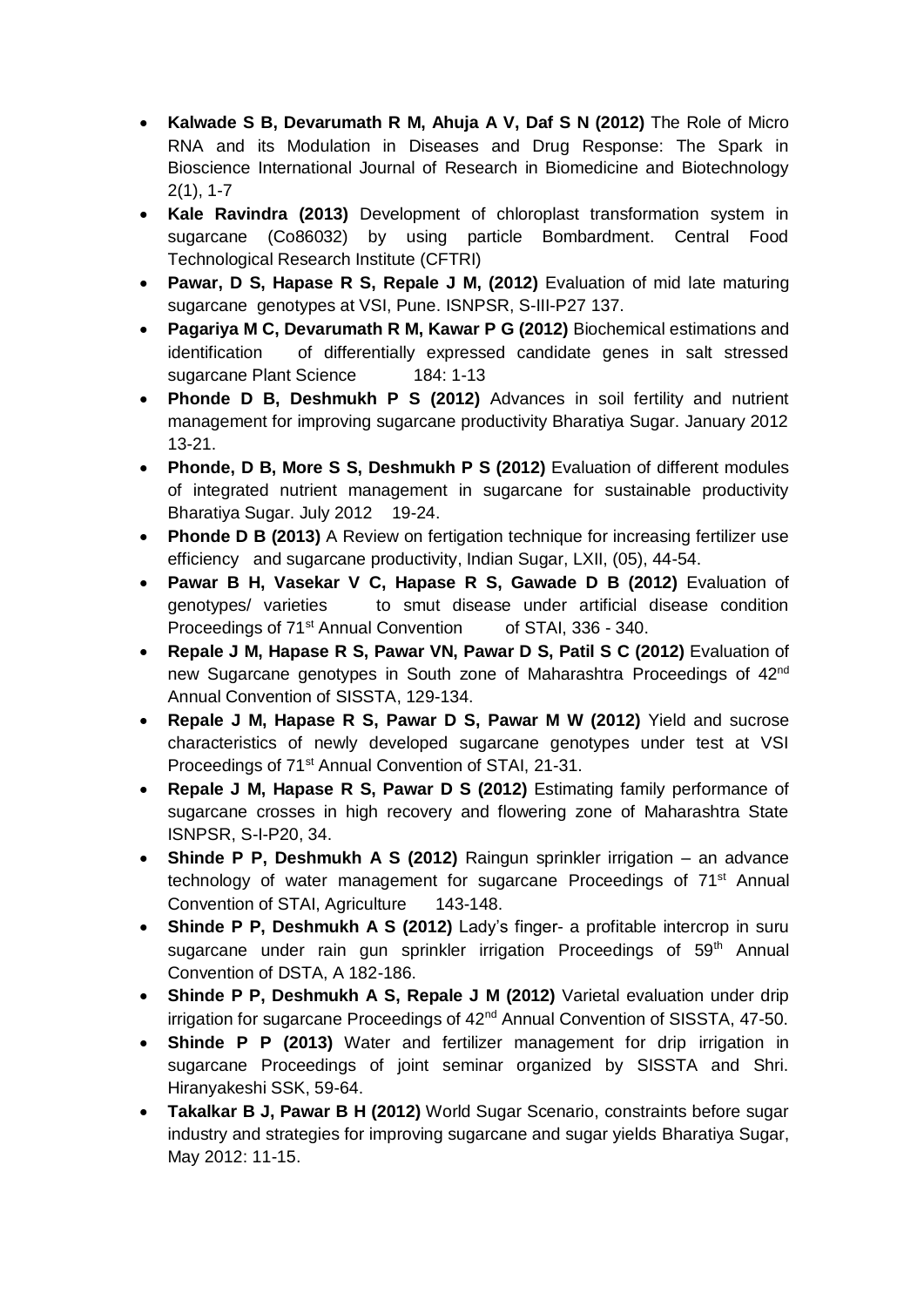- **Kalwade S B, Devarumath R M, Ahuja A V, Daf S N (2012)** The Role of Micro RNA and its Modulation in Diseases and Drug Response: The Spark in Bioscience International Journal of Research in Biomedicine and Biotechnology 2(1), 1-7
- **Kale Ravindra (2013)** Development of chloroplast transformation system in sugarcane (Co86032) by using particle Bombardment. Central Food Technological Research Institute (CFTRI)
- **Pawar, D S, Hapase R S, Repale J M, (2012)** Evaluation of mid late maturing sugarcane genotypes at VSI, Pune. ISNPSR, S-III-P27 137.
- **Pagariya M C, Devarumath R M, Kawar P G (2012)** Biochemical estimations and identification of differentially expressed candidate genes in salt stressed sugarcane Plant Science 184: 1-13
- **Phonde D B, Deshmukh P S (2012)** Advances in soil fertility and nutrient management for improving sugarcane productivity Bharatiya Sugar. January 2012 13-21.
- **Phonde, D B, More S S, Deshmukh P S (2012)** Evaluation of different modules of integrated nutrient management in sugarcane for sustainable productivity Bharatiya Sugar. July 2012 19-24.
- **Phonde D B (2013)** A Review on fertigation technique for increasing fertilizer use efficiency and sugarcane productivity, Indian Sugar, LXII, (05), 44-54.
- **Pawar B H, Vasekar V C, Hapase R S, Gawade D B (2012)** Evaluation of genotypes/ varieties to smut disease under artificial disease condition Proceedings of 71st Annual Convention of STAI, 336 - 340.
- **Repale J M, Hapase R S, Pawar VN, Pawar D S, Patil S C (2012)** Evaluation of new Sugarcane genotypes in South zone of Maharashtra Proceedings of 42nd Annual Convention of SISSTA, 129-134.
- **Repale J M, Hapase R S, Pawar D S, Pawar M W (2012)** Yield and sucrose characteristics of newly developed sugarcane genotypes under test at VSI Proceedings of 71st Annual Convention of STAI, 21-31.
- **Repale J M, Hapase R S, Pawar D S (2012)** Estimating family performance of sugarcane crosses in high recovery and flowering zone of Maharashtra State ISNPSR, S-I-P20, 34.
- **Shinde P P, Deshmukh A S (2012)** Raingun sprinkler irrigation – an advance technology of water management for sugarcane Proceedings of 71st Annual Convention of STAI, Agriculture 143-148.
- **Shinde P P, Deshmukh A S (2012)** Lady's finger- a profitable intercrop in suru sugarcane under rain gun sprinkler irrigation Proceedings of 59th Annual Convention of DSTA, A 182-186.
- **Shinde P P, Deshmukh A S, Repale J M (2012)** Varietal evaluation under drip irrigation for sugarcane Proceedings of 42nd Annual Convention of SISSTA, 47-50.
- **Shinde P P (2013)** Water and fertilizer management for drip irrigation in sugarcane Proceedings of joint seminar organized by SISSTA and Shri. Hiranyakeshi SSK, 59-64.
- **Takalkar B J, Pawar B H (2012)** World Sugar Scenario, constraints before sugar industry and strategies for improving sugarcane and sugar yields Bharatiya Sugar, May 2012: 11-15.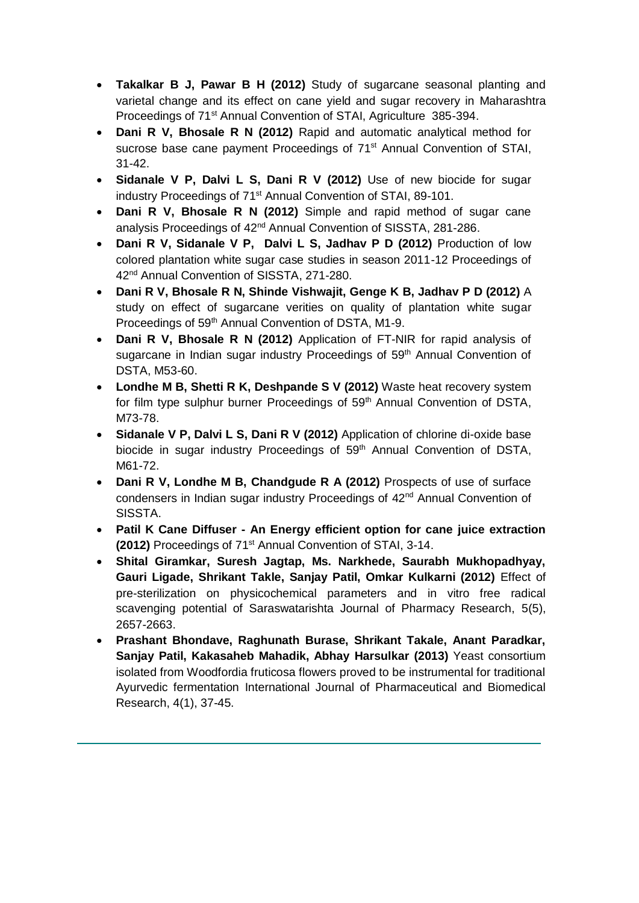- **Takalkar B J, Pawar B H (2012)** Study of sugarcane seasonal planting and varietal change and its effect on cane yield and sugar recovery in Maharashtra Proceedings of 71st Annual Convention of STAI, Agriculture 385-394.
- **Dani R V, Bhosale R N (2012)** Rapid and automatic analytical method for sucrose base cane payment Proceedings of 71st Annual Convention of STAI, 31-42.
- **Sidanale V P, Dalvi L S, Dani R V (2012)** Use of new biocide for sugar industry Proceedings of 71st Annual Convention of STAI, 89-101.
- **Dani R V, Bhosale R N (2012)** Simple and rapid method of sugar cane analysis Proceedings of 42nd Annual Convention of SISSTA, 281-286.
- **Dani R V, Sidanale V P, Dalvi L S, Jadhav P D (2012)** Production of low colored plantation white sugar case studies in season 2011-12 Proceedings of 42nd Annual Convention of SISSTA, 271-280.
- **Dani R V, Bhosale R N, Shinde Vishwajit, Genge K B, Jadhav P D (2012)** A study on effect of sugarcane verities on quality of plantation white sugar Proceedings of 59th Annual Convention of DSTA, M1-9.
- **Dani R V, Bhosale R N (2012)** Application of FT-NIR for rapid analysis of sugarcane in Indian sugar industry Proceedings of 59th Annual Convention of DSTA, M53-60.
- **Londhe M B, Shetti R K, Deshpande S V (2012)** Waste heat recovery system for film type sulphur burner Proceedings of 59th Annual Convention of DSTA, M73-78.
- **Sidanale V P, Dalvi L S, Dani R V (2012)** Application of chlorine di-oxide base biocide in sugar industry Proceedings of 59th Annual Convention of DSTA, M61-72.
- **Dani R V, Londhe M B, Chandgude R A (2012)** Prospects of use of surface condensers in Indian sugar industry Proceedings of 42nd Annual Convention of SISSTA.
- **Patil K Cane Diffuser - An Energy efficient option for cane juice extraction (2012)** Proceedings of 71st Annual Convention of STAI, 3-14.
- **Shital Giramkar, Suresh Jagtap, Ms. Narkhede, Saurabh Mukhopadhyay, Gauri Ligade, Shrikant Takle, Sanjay Patil, Omkar Kulkarni (2012)** Effect of pre-sterilization on physicochemical parameters and in vitro free radical scavenging potential of Saraswatarishta Journal of Pharmacy Research, 5(5), 2657-2663.
- **Prashant Bhondave, Raghunath Burase, Shrikant Takale, Anant Paradkar, Sanjay Patil, Kakasaheb Mahadik, Abhay Harsulkar (2013)** Yeast consortium isolated from Woodfordia fruticosa flowers proved to be instrumental for traditional Ayurvedic fermentation International Journal of Pharmaceutical and Biomedical Research, 4(1), 37-45.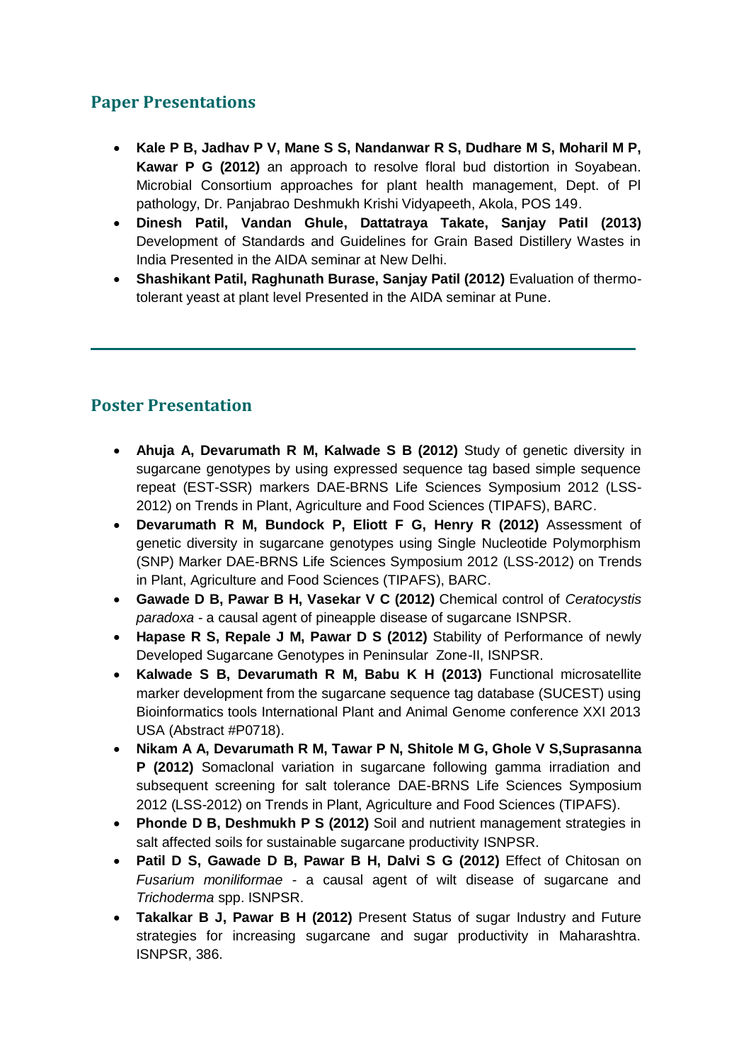## Paper Presentations

- **Kale P B, Jadhav P V, Mane S S, Nandanwar R S, Dudhare M S, Moharil M P, Kawar P G (2012)** an approach to resolve floral bud distortion in Soyabean. Microbial Consortium approaches for plant health management, Dept. of Pl pathology, Dr. Panjabrao Deshmukh Krishi Vidyapeeth, Akola, POS 149.
- **Dinesh Patil, Vandan Ghule, Dattatraya Takate, Sanjay Patil (2013)** Development of Standards and Guidelines for Grain Based Distillery Wastes in India Presented in the AIDA seminar at New Delhi.
- **Shashikant Patil, Raghunath Burase, Sanjay Patil (2012)** Evaluation of thermo-tolerant yeast at plant level Presented in the AIDA seminar at Pune.

---

## Poster Presentation

- **Ahuja A, Devarumath R M, Kalwade S B (2012)** Study of genetic diversity in sugarcane genotypes by using expressed sequence tag based simple sequence repeat (EST-SSR) markers DAE-BRNS Life Sciences Symposium 2012 (LSS-2012) on Trends in Plant, Agriculture and Food Sciences (TIPAFS), BARC.
- **Devarumath R M, Bundock P, Eliott F G, Henry R (2012)** Assessment of genetic diversity in sugarcane genotypes using Single Nucleotide Polymorphism (SNP) Marker DAE-BRNS Life Sciences Symposium 2012 (LSS-2012) on Trends in Plant, Agriculture and Food Sciences (TIPAFS), BARC.
- **Gawade D B, Pawar B H, Vasekar V C (2012)** Chemical control of *Ceratocystis paradoxa* - a causal agent of pineapple disease of sugarcane ISNPSR.
- **Hapase R S, Repale J M, Pawar D S (2012)** Stability of Performance of newly Developed Sugarcane Genotypes in Peninsular Zone-II, ISNPSR.
- **Kalwade S B, Devarumath R M, Babu K H (2013)** Functional microsatellite marker development from the sugarcane sequence tag database (SUCEST) using Bioinformatics tools International Plant and Animal Genome conference XXI 2013 USA (Abstract #P0718).
- **Nikam A A, Devarumath R M, Tawar P N, Shitole M G, Ghole V S, Suprasanna P (2012)** Somaclonal variation in sugarcane following gamma irradiation and subsequent screening for salt tolerance DAE-BRNS Life Sciences Symposium 2012 (LSS-2012) on Trends in Plant, Agriculture and Food Sciences (TIPAFS).
- **Phonde D B, Deshmukh P S (2012)** Soil and nutrient management strategies in salt affected soils for sustainable sugarcane productivity ISNPSR.
- **Patil D S, Gawade D B, Pawar B H, Dalvi S G (2012)** Effect of Chitosan on *Fusarium moniliformae* - a causal agent of wilt disease of sugarcane and *Trichoderma* spp. ISNPSR.
- **Takalkar B J, Pawar B H (2012)** Present Status of sugar Industry and Future strategies for increasing sugarcane and sugar productivity in Maharashtra. ISNPSR, 386.